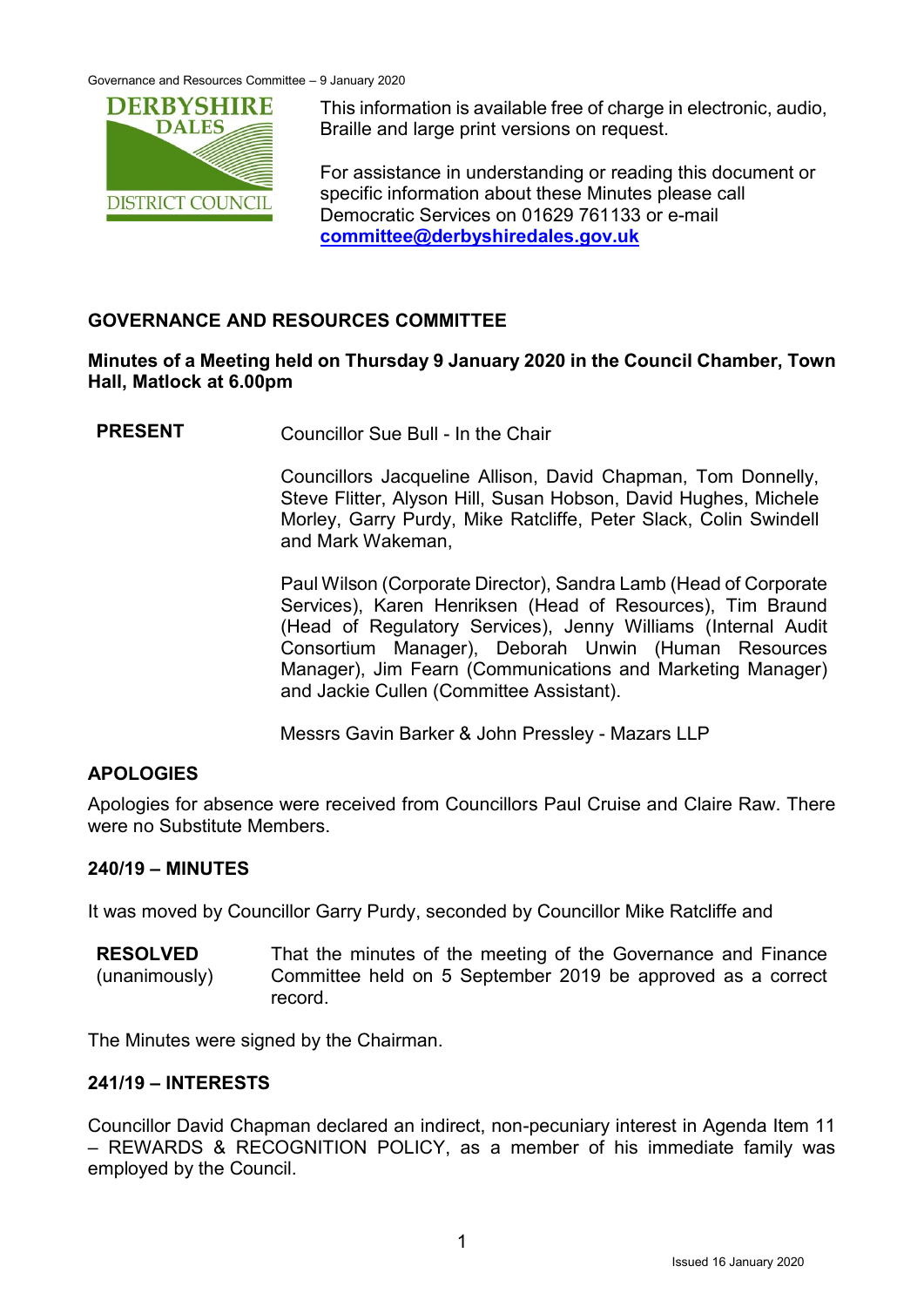This information is available free of charge in electronic, audio, Braille and large print versions on request.

For assistance in understanding or reading this document or specific information about these Minutes please call Democratic Services on 01629 761133 or e-mail **committee@derbyshiredales.gov.uk**

## GOVERNANCE AND RESOURCES COMMITTEE

**Minutes of a Meeting held on Thursday 9 January 2020 in the Council Chamber, Town Hall, Matlock at 6.00pm**

**PRESENT**

Councillor Sue Bull - In the Chair

Councillors Jacqueline Allison, David Chapman, Tom Donnelly, Steve Flitter, Alyson Hill, Susan Hobson, David Hughes, Michele Morley, Garry Purdy, Mike Ratcliffe, Peter Slack, Colin Swindell and Mark Wakeman,

Paul Wilson (Corporate Director), Sandra Lamb (Head of Corporate Services), Karen Henriksen (Head of Resources), Tim Braund (Head of Regulatory Services), Jenny Williams (Internal Audit Consortium Manager), Deborah Unwin (Human Resources Manager), Jim Fearn (Communications and Marketing Manager) and Jackie Cullen (Committee Assistant).

Messrs Gavin Barker & John Pressley - Mazars LLP

### APOLOGIES

Apologies for absence were received from Councillors Paul Cruise and Claire Raw. There were no Substitute Members.

### 240/19 – MINUTES

It was moved by Councillor Garry Purdy, seconded by Councillor Mike Ratcliffe and

**RESOLVED** (unanimously) That the minutes of the meeting of the Governance and Finance Committee held on 5 September 2019 be approved as a correct record.

The Minutes were signed by the Chairman.

### 241/19 – INTERESTS

Councillor David Chapman declared an indirect, non-pecuniary interest in Agenda Item 11 – REWARDS & RECOGNITION POLICY, as a member of his immediate family was employed by the Council.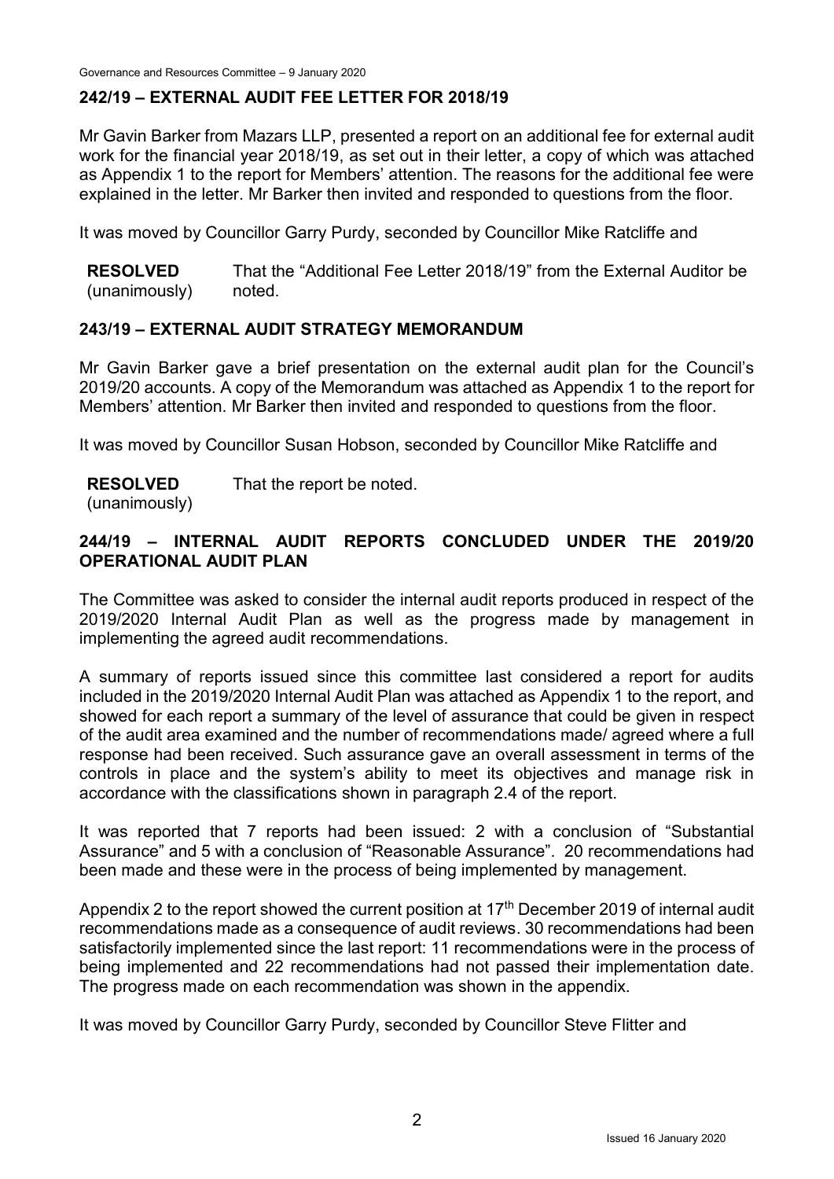## 242/19 – EXTERNAL AUDIT FEE LETTER FOR 2018/19

Mr Gavin Barker from Mazars LLP, presented a report on an additional fee for external audit work for the financial year 2018/19, as set out in their letter, a copy of which was attached as Appendix 1 to the report for Members' attention. The reasons for the additional fee were explained in the letter. Mr Barker then invited and responded to questions from the floor.

It was moved by Councillor Garry Purdy, seconded by Councillor Mike Ratcliffe and

**RESOLVED** (unanimously) That the "Additional Fee Letter 2018/19" from the External Auditor be noted.

## 243/19 – EXTERNAL AUDIT STRATEGY MEMORANDUM

Mr Gavin Barker gave a brief presentation on the external audit plan for the Council's 2019/20 accounts. A copy of the Memorandum was attached as Appendix 1 to the report for Members' attention. Mr Barker then invited and responded to questions from the floor.

It was moved by Councillor Susan Hobson, seconded by Councillor Mike Ratcliffe and

**RESOLVED** (unanimously) That the report be noted.

## 244/19 – INTERNAL AUDIT REPORTS CONCLUDED UNDER THE 2019/20 OPERATIONAL AUDIT PLAN

The Committee was asked to consider the internal audit reports produced in respect of the 2019/2020 Internal Audit Plan as well as the progress made by management in implementing the agreed audit recommendations.

A summary of reports issued since this committee last considered a report for audits included in the 2019/2020 Internal Audit Plan was attached as Appendix 1 to the report, and showed for each report a summary of the level of assurance that could be given in respect of the audit area examined and the number of recommendations made/ agreed where a full response had been received. Such assurance gave an overall assessment in terms of the controls in place and the system's ability to meet its objectives and manage risk in accordance with the classifications shown in paragraph 2.4 of the report.

It was reported that 7 reports had been issued: 2 with a conclusion of "Substantial Assurance" and 5 with a conclusion of "Reasonable Assurance". 20 recommendations had been made and these were in the process of being implemented by management.

Appendix 2 to the report showed the current position at 17th December 2019 of internal audit recommendations made as a consequence of audit reviews. 30 recommendations had been satisfactorily implemented since the last report: 11 recommendations were in the process of being implemented and 22 recommendations had not passed their implementation date. The progress made on each recommendation was shown in the appendix.

It was moved by Councillor Garry Purdy, seconded by Councillor Steve Flitter and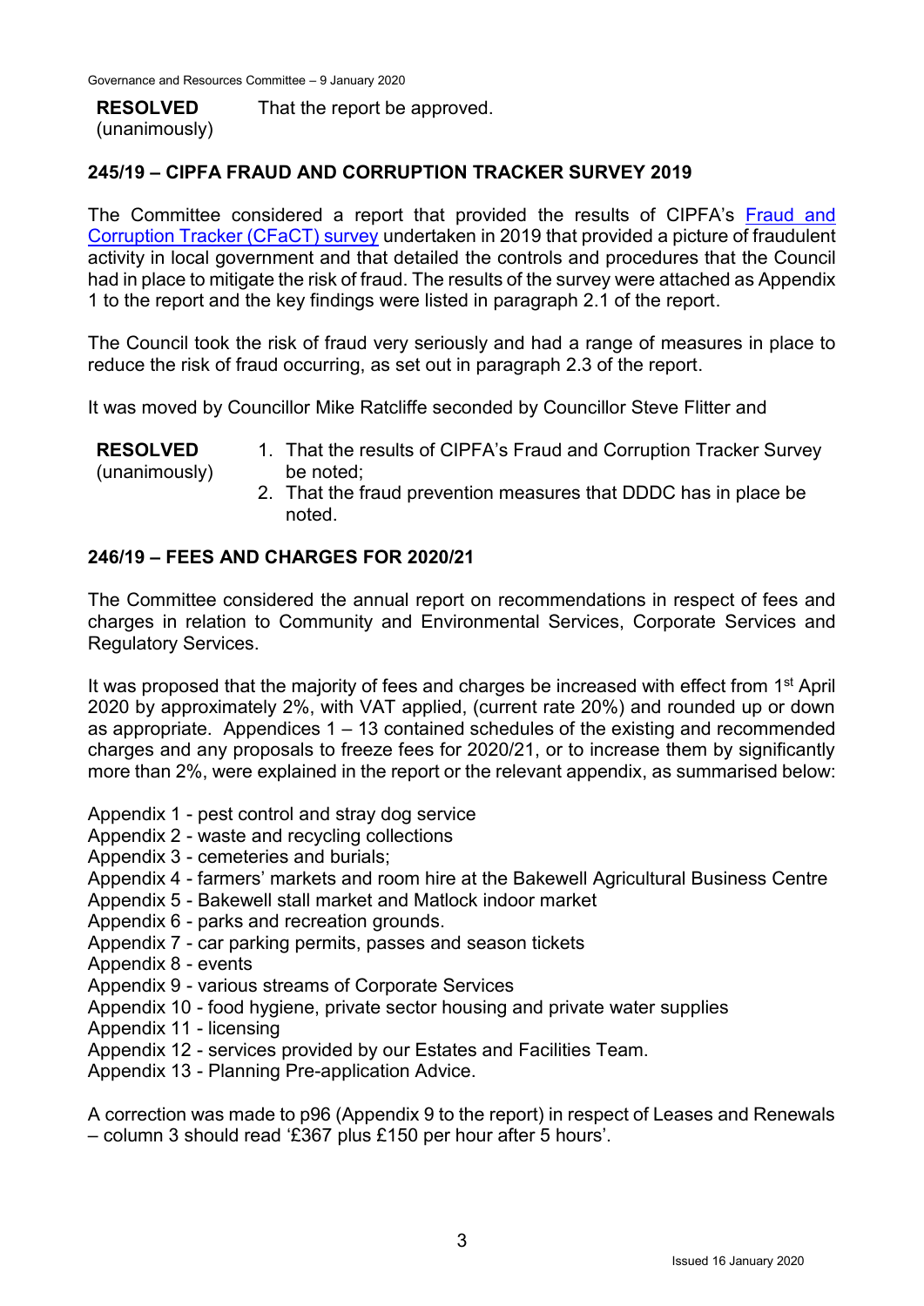**RESOLVED** (unanimously) That the report be approved.

## 245/19 – CIPFA FRAUD AND CORRUPTION TRACKER SURVEY 2019

The Committee considered a report that provided the results of CIPFA's Fraud and Corruption Tracker (CFaCT) survey undertaken in 2019 that provided a picture of fraudulent activity in local government and that detailed the controls and procedures that the Council had in place to mitigate the risk of fraud. The results of the survey were attached as Appendix 1 to the report and the key findings were listed in paragraph 2.1 of the report.

The Council took the risk of fraud very seriously and had a range of measures in place to reduce the risk of fraud occurring, as set out in paragraph 2.3 of the report.

It was moved by Councillor Mike Ratcliffe seconded by Councillor Steve Flitter and

**RESOLVED** (unanimously)

1. That the results of CIPFA's Fraud and Corruption Tracker Survey be noted;
2. That the fraud prevention measures that DDDC has in place be noted.

## 246/19 – FEES AND CHARGES FOR 2020/21

The Committee considered the annual report on recommendations in respect of fees and charges in relation to Community and Environmental Services, Corporate Services and Regulatory Services.

It was proposed that the majority of fees and charges be increased with effect from 1st April 2020 by approximately 2%, with VAT applied, (current rate 20%) and rounded up or down as appropriate. Appendices 1 – 13 contained schedules of the existing and recommended charges and any proposals to freeze fees for 2020/21, or to increase them by significantly more than 2%, were explained in the report or the relevant appendix, as summarised below:

Appendix 1 - pest control and stray dog service
Appendix 2 - waste and recycling collections
Appendix 3 - cemeteries and burials;
Appendix 4 - farmers' markets and room hire at the Bakewell Agricultural Business Centre
Appendix 5 - Bakewell stall market and Matlock indoor market
Appendix 6 - parks and recreation grounds.
Appendix 7 - car parking permits, passes and season tickets
Appendix 8 - events
Appendix 9 - various streams of Corporate Services
Appendix 10 - food hygiene, private sector housing and private water supplies
Appendix 11 - licensing
Appendix 12 - services provided by our Estates and Facilities Team.
Appendix 13 - Planning Pre-application Advice.

A correction was made to p96 (Appendix 9 to the report) in respect of Leases and Renewals – column 3 should read '£367 plus £150 per hour after 5 hours'.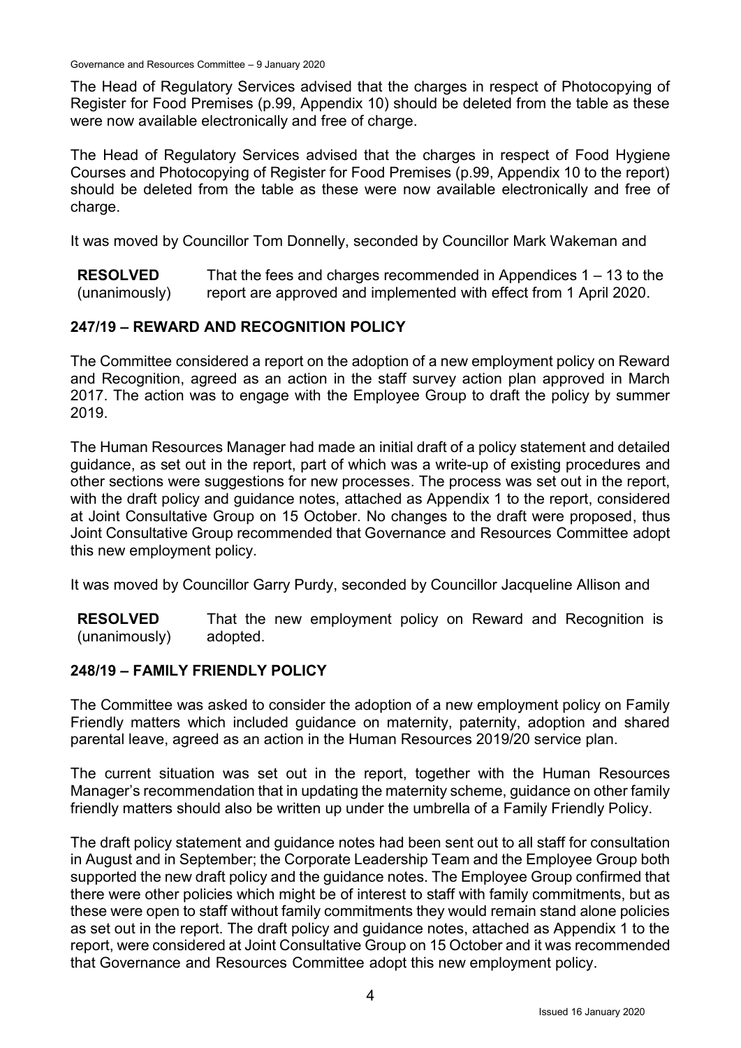The Head of Regulatory Services advised that the charges in respect of Photocopying of Register for Food Premises (p.99, Appendix 10) should be deleted from the table as these were now available electronically and free of charge.

The Head of Regulatory Services advised that the charges in respect of Food Hygiene Courses and Photocopying of Register for Food Premises (p.99, Appendix 10 to the report) should be deleted from the table as these were now available electronically and free of charge.

It was moved by Councillor Tom Donnelly, seconded by Councillor Mark Wakeman and

**RESOLVED** (unanimously) That the fees and charges recommended in Appendices 1 – 13 to the report are approved and implemented with effect from 1 April 2020.

## 247/19 – REWARD AND RECOGNITION POLICY

The Committee considered a report on the adoption of a new employment policy on Reward and Recognition, agreed as an action in the staff survey action plan approved in March 2017. The action was to engage with the Employee Group to draft the policy by summer 2019.

The Human Resources Manager had made an initial draft of a policy statement and detailed guidance, as set out in the report, part of which was a write-up of existing procedures and other sections were suggestions for new processes. The process was set out in the report, with the draft policy and guidance notes, attached as Appendix 1 to the report, considered at Joint Consultative Group on 15 October. No changes to the draft were proposed, thus Joint Consultative Group recommended that Governance and Resources Committee adopt this new employment policy.

It was moved by Councillor Garry Purdy, seconded by Councillor Jacqueline Allison and

**RESOLVED** (unanimously) That the new employment policy on Reward and Recognition is adopted.

## 248/19 – FAMILY FRIENDLY POLICY

The Committee was asked to consider the adoption of a new employment policy on Family Friendly matters which included guidance on maternity, paternity, adoption and shared parental leave, agreed as an action in the Human Resources 2019/20 service plan.

The current situation was set out in the report, together with the Human Resources Manager's recommendation that in updating the maternity scheme, guidance on other family friendly matters should also be written up under the umbrella of a Family Friendly Policy.

The draft policy statement and guidance notes had been sent out to all staff for consultation in August and in September; the Corporate Leadership Team and the Employee Group both supported the new draft policy and the guidance notes. The Employee Group confirmed that there were other policies which might be of interest to staff with family commitments, but as these were open to staff without family commitments they would remain stand alone policies as set out in the report. The draft policy and guidance notes, attached as Appendix 1 to the report, were considered at Joint Consultative Group on 15 October and it was recommended that Governance and Resources Committee adopt this new employment policy.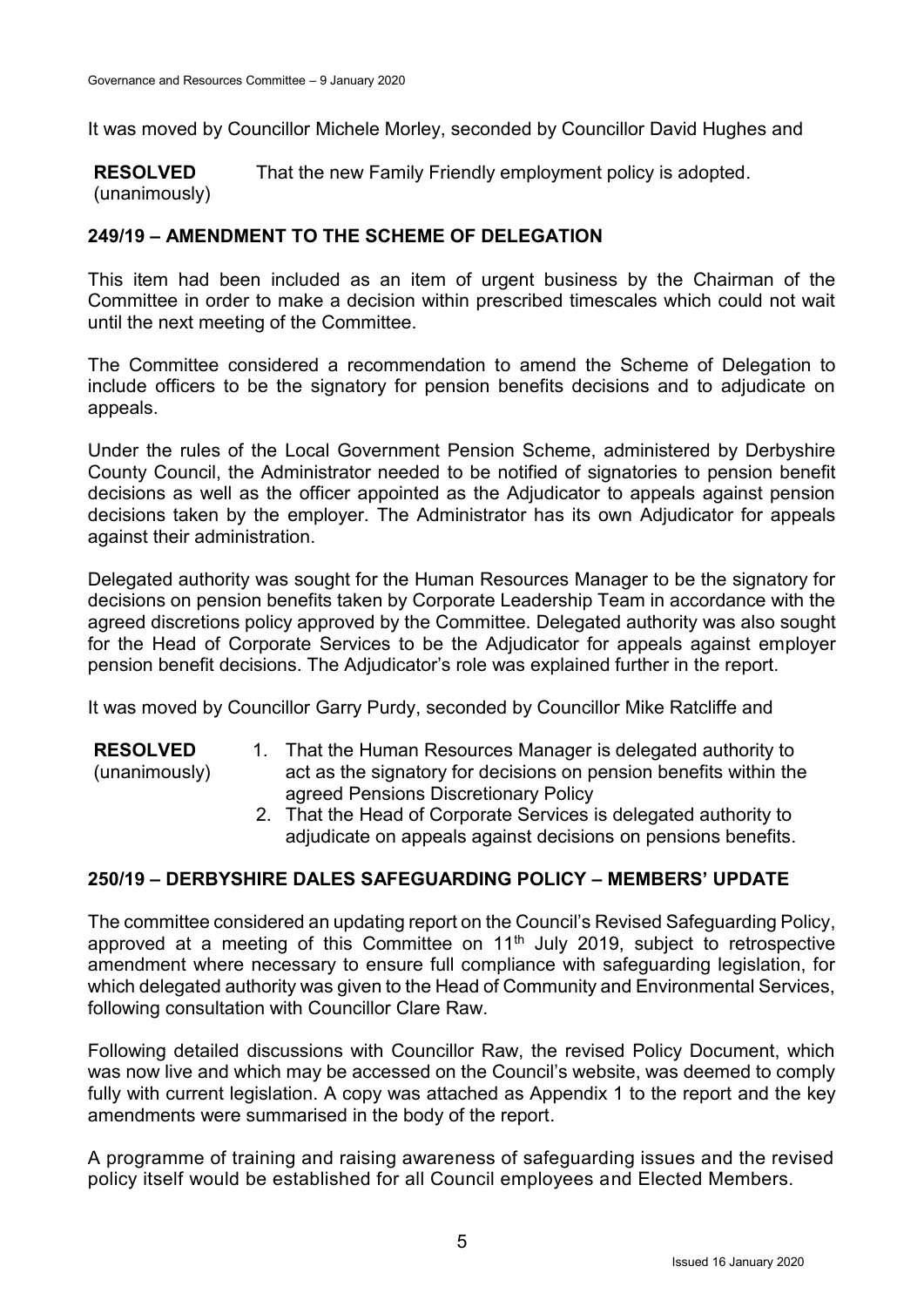It was moved by Councillor Michele Morley, seconded by Councillor David Hughes and

**RESOLVED** (unanimously) That the new Family Friendly employment policy is adopted.

## 249/19 – AMENDMENT TO THE SCHEME OF DELEGATION

This item had been included as an item of urgent business by the Chairman of the Committee in order to make a decision within prescribed timescales which could not wait until the next meeting of the Committee.

The Committee considered a recommendation to amend the Scheme of Delegation to include officers to be the signatory for pension benefits decisions and to adjudicate on appeals.

Under the rules of the Local Government Pension Scheme, administered by Derbyshire County Council, the Administrator needed to be notified of signatories to pension benefit decisions as well as the officer appointed as the Adjudicator to appeals against pension decisions taken by the employer. The Administrator has its own Adjudicator for appeals against their administration.

Delegated authority was sought for the Human Resources Manager to be the signatory for decisions on pension benefits taken by Corporate Leadership Team in accordance with the agreed discretions policy approved by the Committee. Delegated authority was also sought for the Head of Corporate Services to be the Adjudicator for appeals against employer pension benefit decisions. The Adjudicator's role was explained further in the report.

It was moved by Councillor Garry Purdy, seconded by Councillor Mike Ratcliffe and

**RESOLVED** (unanimously)

1. That the Human Resources Manager is delegated authority to act as the signatory for decisions on pension benefits within the agreed Pensions Discretionary Policy
2. That the Head of Corporate Services is delegated authority to adjudicate on appeals against decisions on pensions benefits.

## 250/19 – DERBYSHIRE DALES SAFEGUARDING POLICY – MEMBERS' UPDATE

The committee considered an updating report on the Council's Revised Safeguarding Policy, approved at a meeting of this Committee on 11th July 2019, subject to retrospective amendment where necessary to ensure full compliance with safeguarding legislation, for which delegated authority was given to the Head of Community and Environmental Services, following consultation with Councillor Clare Raw.

Following detailed discussions with Councillor Raw, the revised Policy Document, which was now live and which may be accessed on the Council's website, was deemed to comply fully with current legislation. A copy was attached as Appendix 1 to the report and the key amendments were summarised in the body of the report.

A programme of training and raising awareness of safeguarding issues and the revised policy itself would be established for all Council employees and Elected Members.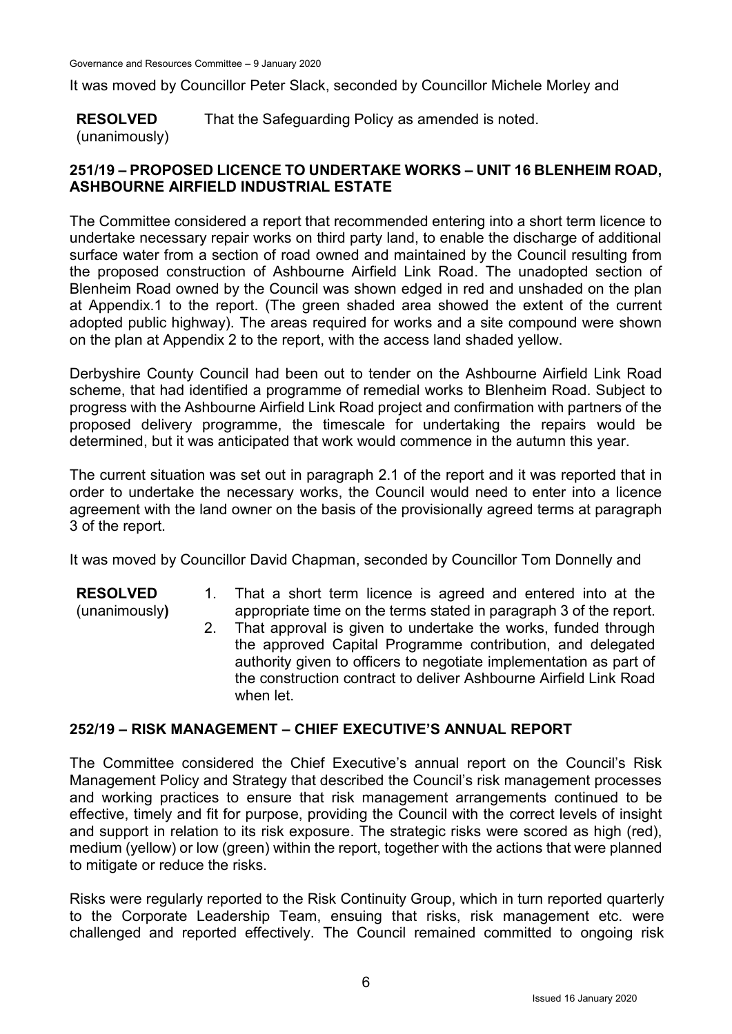It was moved by Councillor Peter Slack, seconded by Councillor Michele Morley and

**RESOLVED** (unanimously) That the Safeguarding Policy as amended is noted.

## 251/19 – PROPOSED LICENCE TO UNDERTAKE WORKS – UNIT 16 BLENHEIM ROAD, ASHBOURNE AIRFIELD INDUSTRIAL ESTATE

The Committee considered a report that recommended entering into a short term licence to undertake necessary repair works on third party land, to enable the discharge of additional surface water from a section of road owned and maintained by the Council resulting from the proposed construction of Ashbourne Airfield Link Road. The unadopted section of Blenheim Road owned by the Council was shown edged in red and unshaded on the plan at Appendix.1 to the report. (The green shaded area showed the extent of the current adopted public highway). The areas required for works and a site compound were shown on the plan at Appendix 2 to the report, with the access land shaded yellow.

Derbyshire County Council had been out to tender on the Ashbourne Airfield Link Road scheme, that had identified a programme of remedial works to Blenheim Road. Subject to progress with the Ashbourne Airfield Link Road project and confirmation with partners of the proposed delivery programme, the timescale for undertaking the repairs would be determined, but it was anticipated that work would commence in the autumn this year.

The current situation was set out in paragraph 2.1 of the report and it was reported that in order to undertake the necessary works, the Council would need to enter into a licence agreement with the land owner on the basis of the provisionally agreed terms at paragraph 3 of the report.

It was moved by Councillor David Chapman, seconded by Councillor Tom Donnelly and

**RESOLVED** (unanimously**)**

1. That a short term licence is agreed and entered into at the appropriate time on the terms stated in paragraph 3 of the report.
2. That approval is given to undertake the works, funded through the approved Capital Programme contribution, and delegated authority given to officers to negotiate implementation as part of the construction contract to deliver Ashbourne Airfield Link Road when let.

## 252/19 – RISK MANAGEMENT – CHIEF EXECUTIVE'S ANNUAL REPORT

The Committee considered the Chief Executive's annual report on the Council's Risk Management Policy and Strategy that described the Council's risk management processes and working practices to ensure that risk management arrangements continued to be effective, timely and fit for purpose, providing the Council with the correct levels of insight and support in relation to its risk exposure. The strategic risks were scored as high (red), medium (yellow) or low (green) within the report, together with the actions that were planned to mitigate or reduce the risks.

Risks were regularly reported to the Risk Continuity Group, which in turn reported quarterly to the Corporate Leadership Team, ensuing that risks, risk management etc. were challenged and reported effectively. The Council remained committed to ongoing risk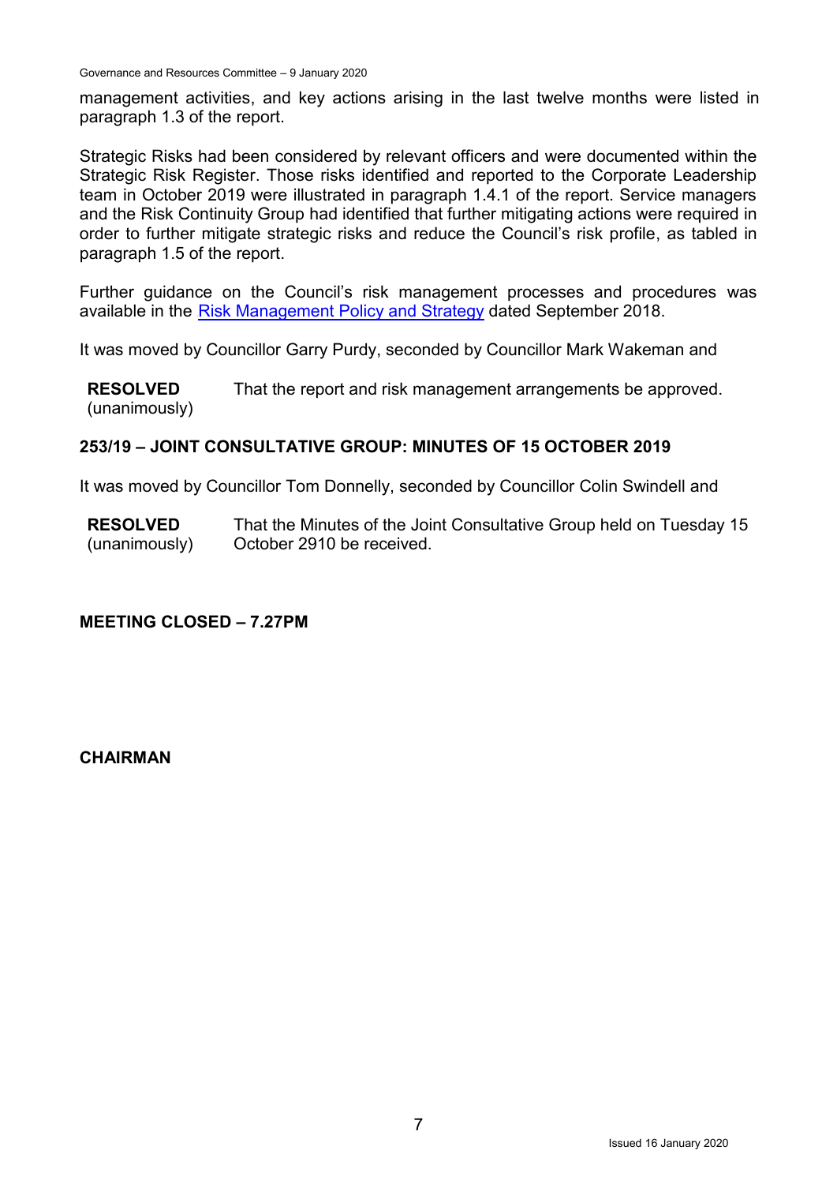management activities, and key actions arising in the last twelve months were listed in paragraph 1.3 of the report.

Strategic Risks had been considered by relevant officers and were documented within the Strategic Risk Register. Those risks identified and reported to the Corporate Leadership team in October 2019 were illustrated in paragraph 1.4.1 of the report. Service managers and the Risk Continuity Group had identified that further mitigating actions were required in order to further mitigate strategic risks and reduce the Council's risk profile, as tabled in paragraph 1.5 of the report.

Further guidance on the Council's risk management processes and procedures was available in the Risk Management Policy and Strategy dated September 2018.

It was moved by Councillor Garry Purdy, seconded by Councillor Mark Wakeman and

| | |
|---|---|
| **RESOLVED** (unanimously) | That the report and risk management arrangements be approved. |

## 253/19 – JOINT CONSULTATIVE GROUP: MINUTES OF 15 OCTOBER 2019

It was moved by Councillor Tom Donnelly, seconded by Councillor Colin Swindell and

| | |
|---|---|
| **RESOLVED** (unanimously) | That the Minutes of the Joint Consultative Group held on Tuesday 15 October 2910 be received. |

**MEETING CLOSED – 7.27PM**

**CHAIRMAN**